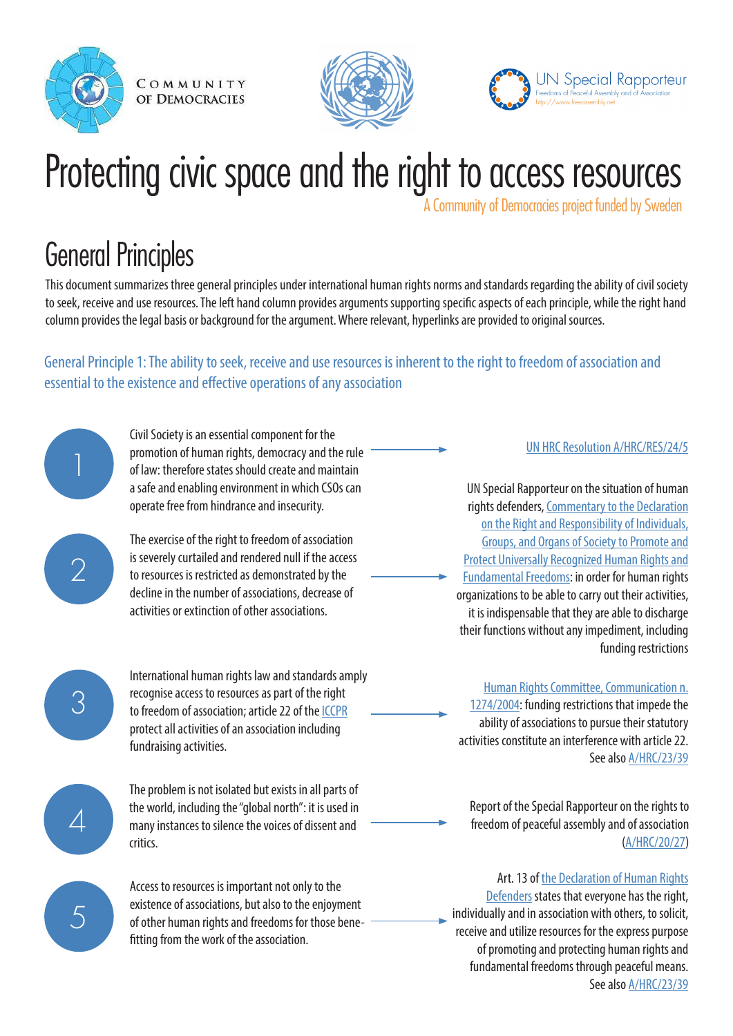Community of Democracies

UN Special Rapporteur
Freedoms of Peaceful Assembly and of Association
http://www.freeassembly.net

# Protecting civic space and the right to access resources

A Community of Democracies project funded by Sweden

## General Principles

This document summarizes three general principles under international human rights norms and standards regarding the ability of civil society to seek, receive and use resources. The left hand column provides arguments supporting specific aspects of each principle, while the right hand column provides the legal basis or background for the argument. Where relevant, hyperlinks are provided to original sources.

### General Principle 1: The ability to seek, receive and use resources is inherent to the right to freedom of association and essential to the existence and effective operations of any association

| | Argument | Legal basis / background |
|---|---|---|
| 1 | Civil Society is an essential component for the promotion of human rights, democracy and the rule of law: therefore states should create and maintain a safe and enabling environment in which CSOs can operate free from hindrance and insecurity. | UN HRC Resolution A/HRC/RES/24/5 |
| 2 | The exercise of the right to freedom of association is severely curtailed and rendered null if the access to resources is restricted as demonstrated by the decline in the number of associations, decrease of activities or extinction of other associations. | UN Special Rapporteur on the situation of human rights defenders, Commentary to the Declaration on the Right and Responsibility of Individuals, Groups, and Organs of Society to Promote and Protect Universally Recognized Human Rights and Fundamental Freedoms: in order for human rights organizations to be able to carry out their activities, it is indispensable that they are able to discharge their functions without any impediment, including funding restrictions |
| 3 | International human rights law and standards amply recognise access to resources as part of the right to freedom of association; article 22 of the ICCPR protect all activities of an association including fundraising activities. | Human Rights Committee, Communication n. 1274/2004: funding restrictions that impede the ability of associations to pursue their statutory activities constitute an interference with article 22. See also A/HRC/23/39 |
| 4 | The problem is not isolated but exists in all parts of the world, including the "global north": it is used in many instances to silence the voices of dissent and critics. | Report of the Special Rapporteur on the rights to freedom of peaceful assembly and of association (A/HRC/20/27) |
| 5 | Access to resources is important not only to the existence of associations, but also to the enjoyment of other human rights and freedoms for those benefitting from the work of the association. | Art. 13 of the Declaration of Human Rights Defenders states that everyone has the right, individually and in association with others, to solicit, receive and utilize resources for the express purpose of promoting and protecting human rights and fundamental freedoms through peaceful means. See also A/HRC/23/39 |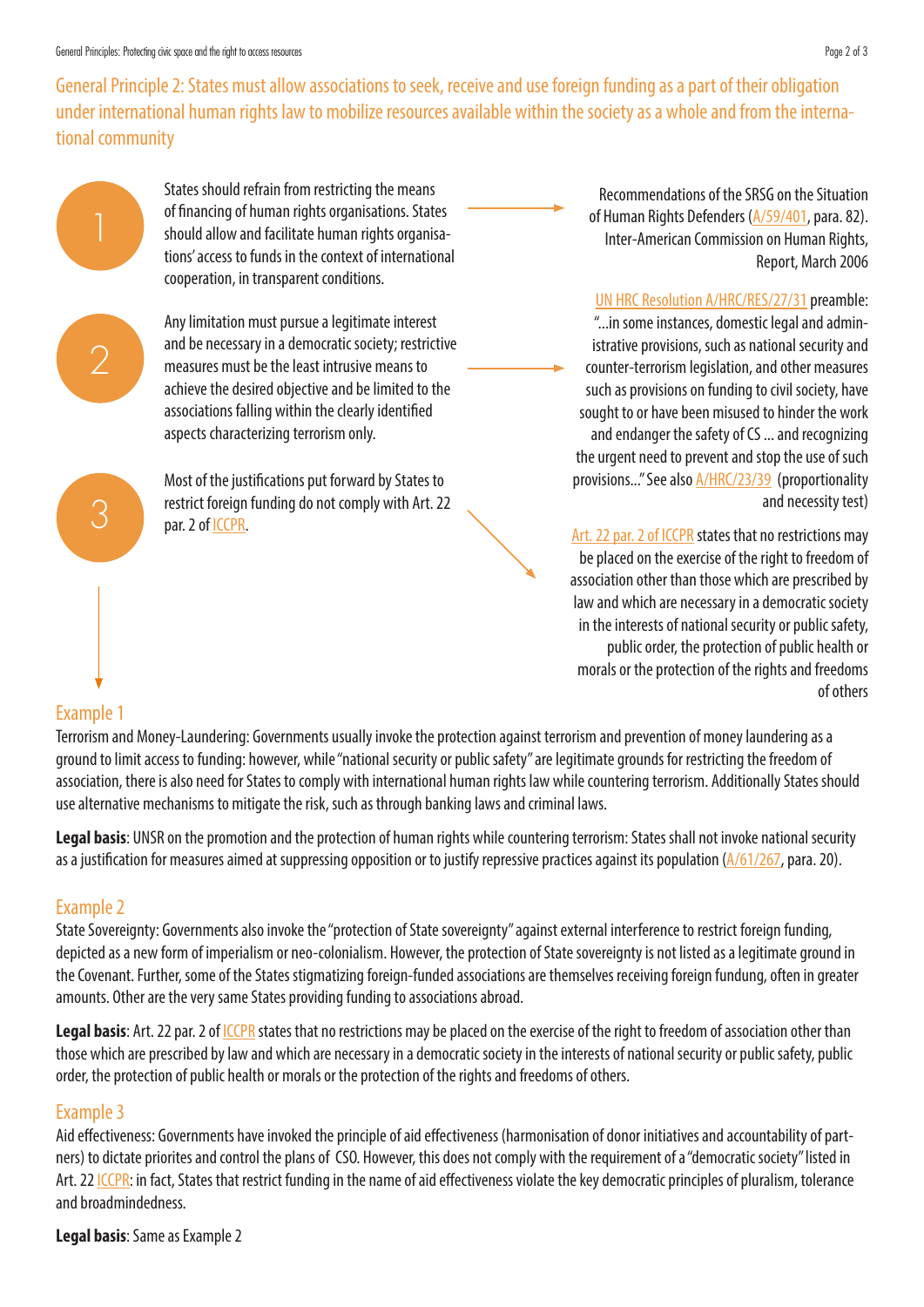## General Principle 2: States must allow associations to seek, receive and use foreign funding as a part of their obligation under international human rights law to mobilize resources available within the society as a whole and from the international community

1. States should refrain from restricting the means of financing of human rights organisations. States should allow and facilitate human rights organisations' access to funds in the context of international cooperation, in transparent conditions.

   → Recommendations of the SRSG on the Situation of Human Rights Defenders (A/59/401, para. 82). Inter-American Commission on Human Rights, Report, March 2006

2. Any limitation must pursue a legitimate interest and be necessary in a democratic society; restrictive measures must be the least intrusive means to achieve the desired objective and be limited to the associations falling within the clearly identified aspects characterizing terrorism only.

   → UN HRC Resolution A/HRC/RES/27/31 preamble: "...in some instances, domestic legal and administrative provisions, such as national security and counter-terrorism legislation, and other measures such as provisions on funding to civil society, have sought to or have been misused to hinder the work and endanger the safety of CS ... and recognizing the urgent need to prevent and stop the use of such provisions..." See also A/HRC/23/39 (proportionality and necessity test)

3. Most of the justifications put forward by States to restrict foreign funding do not comply with Art. 22 par. 2 of ICCPR.

   → Art. 22 par. 2 of ICCPR states that no restrictions may be placed on the exercise of the right to freedom of association other than those which are prescribed by law and which are necessary in a democratic society in the interests of national security or public safety, public order, the protection of public health or morals or the protection of the rights and freedoms of others

### Example 1

Terrorism and Money-Laundering: Governments usually invoke the protection against terrorism and prevention of money laundering as a ground to limit access to funding: however, while "national security or public safety" are legitimate grounds for restricting the freedom of association, there is also need for States to comply with international human rights law while countering terrorism. Additionally States should use alternative mechanisms to mitigate the risk, such as through banking laws and criminal laws.

**Legal basis**: UNSR on the promotion and the protection of human rights while countering terrorism: States shall not invoke national security as a justification for measures aimed at suppressing opposition or to justify repressive practices against its population (A/61/267, para. 20).

### Example 2

State Sovereignty: Governments also invoke the "protection of State sovereignty" against external interference to restrict foreign funding, depicted as a new form of imperialism or neo-colonialism. However, the protection of State sovereignty is not listed as a legitimate ground in the Covenant. Further, some of the States stigmatizing foreign-funded associations are themselves receiving foreign fundung, often in greater amounts. Other are the very same States providing funding to associations abroad.

**Legal basis**: Art. 22 par. 2 of ICCPR states that no restrictions may be placed on the exercise of the right to freedom of association other than those which are prescribed by law and which are necessary in a democratic society in the interests of national security or public safety, public order, the protection of public health or morals or the protection of the rights and freedoms of others.

### Example 3

Aid effectiveness: Governments have invoked the principle of aid effectiveness (harmonisation of donor initiatives and accountability of partners) to dictate priorites and control the plans of CSO. However, this does not comply with the requirement of a "democratic society" listed in Art. 22 ICCPR: in fact, States that restrict funding in the name of aid effectiveness violate the key democratic principles of pluralism, tolerance and broadmindedness.

**Legal basis**: Same as Example 2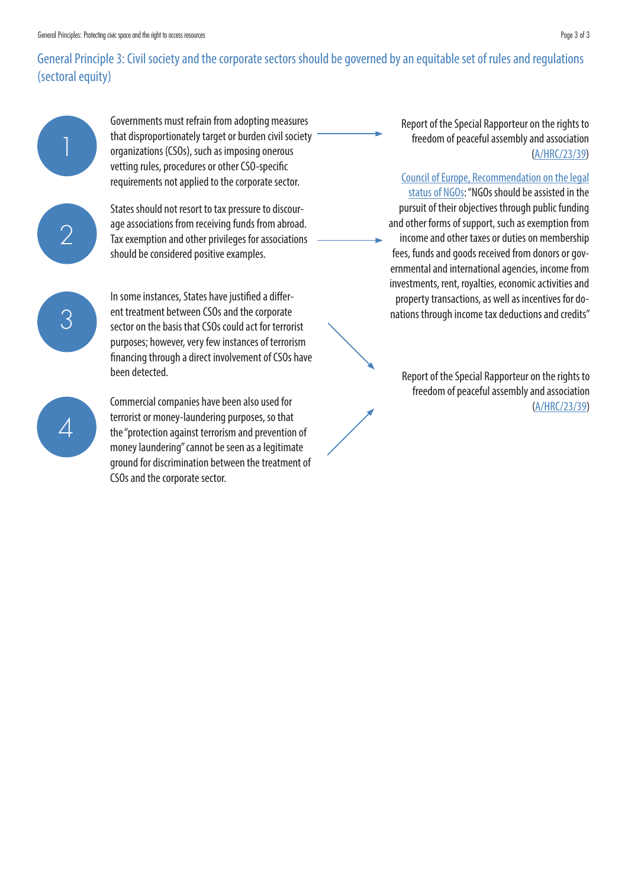## General Principle 3: Civil society and the corporate sectors should be governed by an equitable set of rules and regulations (sectoral equity)

1

Governments must refrain from adopting measures that disproportionately target or burden civil society organizations (CSOs), such as imposing onerous vetting rules, procedures or other CSO-specific requirements not applied to the corporate sector.

Report of the Special Rapporteur on the rights to freedom of peaceful assembly and association (A/HRC/23/39)

2

States should not resort to tax pressure to discourage associations from receiving funds from abroad. Tax exemption and other privileges for associations should be considered positive examples.

Council of Europe, Recommendation on the legal status of NGOs: "NGOs should be assisted in the pursuit of their objectives through public funding and other forms of support, such as exemption from income and other taxes or duties on membership fees, funds and goods received from donors or governmental and international agencies, income from investments, rent, royalties, economic activities and property transactions, as well as incentives for donations through income tax deductions and credits"

3

In some instances, States have justified a different treatment between CSOs and the corporate sector on the basis that CSOs could act for terrorist purposes; however, very few instances of terrorism financing through a direct involvement of CSOs have been detected.

4

Commercial companies have been also used for terrorist or money-laundering purposes, so that the "protection against terrorism and prevention of money laundering" cannot be seen as a legitimate ground for discrimination between the treatment of CSOs and the corporate sector.

Report of the Special Rapporteur on the rights to freedom of peaceful assembly and association (A/HRC/23/39)